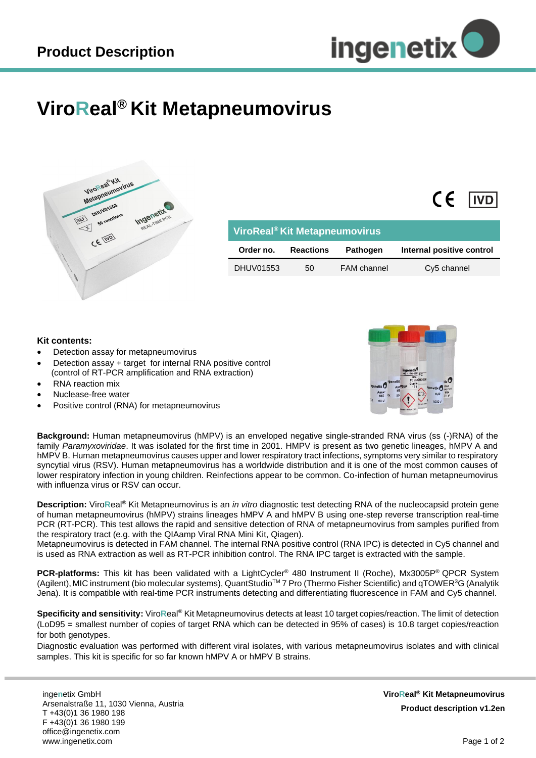# Product Description

# ViroReal® Kit Metapneumovirus

CE IVD

| ViroReal® Kit Metapneumovirus | | | |
|---|---|---|---|
| **Order no.** | **Reactions** | **Pathogen** | **Internal positive control** |
| DHUV01553 | 50 | FAM channel | Cy5 channel |

**Kit contents:**

- Detection assay for metapneumovirus
- Detection assay + target for internal RNA positive control (control of RT-PCR amplification and RNA extraction)
- RNA reaction mix
- Nuclease-free water
- Positive control (RNA) for metapneumovirus

**Background:** Human metapneumovirus (hMPV) is an enveloped negative single-stranded RNA virus (ss (-)RNA) of the family *Paramyxoviridae*. It was isolated for the first time in 2001. HMPV is present as two genetic lineages, hMPV A and hMPV B. Human metapneumovirus causes upper and lower respiratory tract infections, symptoms very similar to respiratory syncytial virus (RSV). Human metapneumovirus has a worldwide distribution and it is one of the most common causes of lower respiratory infection in young children. Reinfections appear to be common. Co-infection of human metapneumovirus with influenza virus or RSV can occur.

**Description:** ViroReal® Kit Metapneumovirus is an *in vitro* diagnostic test detecting RNA of the nucleocapsid protein gene of human metapneumovirus (hMPV) strains lineages hMPV A and hMPV B using one-step reverse transcription real-time PCR (RT-PCR). This test allows the rapid and sensitive detection of RNA of metapneumovirus from samples purified from the respiratory tract (e.g. with the QIAamp Viral RNA Mini Kit, Qiagen).
Metapneumovirus is detected in FAM channel. The internal RNA positive control (RNA IPC) is detected in Cy5 channel and is used as RNA extraction as well as RT-PCR inhibition control. The RNA IPC target is extracted with the sample.

**PCR-platforms:** This kit has been validated with a LightCycler® 480 Instrument II (Roche), Mx3005P® QPCR System (Agilent), MIC instrument (bio molecular systems), QuantStudio™ 7 Pro (Thermo Fisher Scientific) and qTOWER³G (Analytik Jena). It is compatible with real-time PCR instruments detecting and differentiating fluorescence in FAM and Cy5 channel.

**Specificity and sensitivity:** ViroReal® Kit Metapneumovirus detects at least 10 target copies/reaction. The limit of detection (LoD95 = smallest number of copies of target RNA which can be detected in 95% of cases) is 10.8 target copies/reaction for both genotypes.
Diagnostic evaluation was performed with different viral isolates, with various metapneumovirus isolates and with clinical samples. This kit is specific for so far known hMPV A or hMPV B strains.

ingenetix GmbH
Arsenalstraße 11, 1030 Vienna, Austria
T +43(0)1 36 1980 198
F +43(0)1 36 1980 199
office@ingenetix.com
www.ingenetix.com

**ViroReal® Kit Metapneumovirus**
**Product description v1.2en**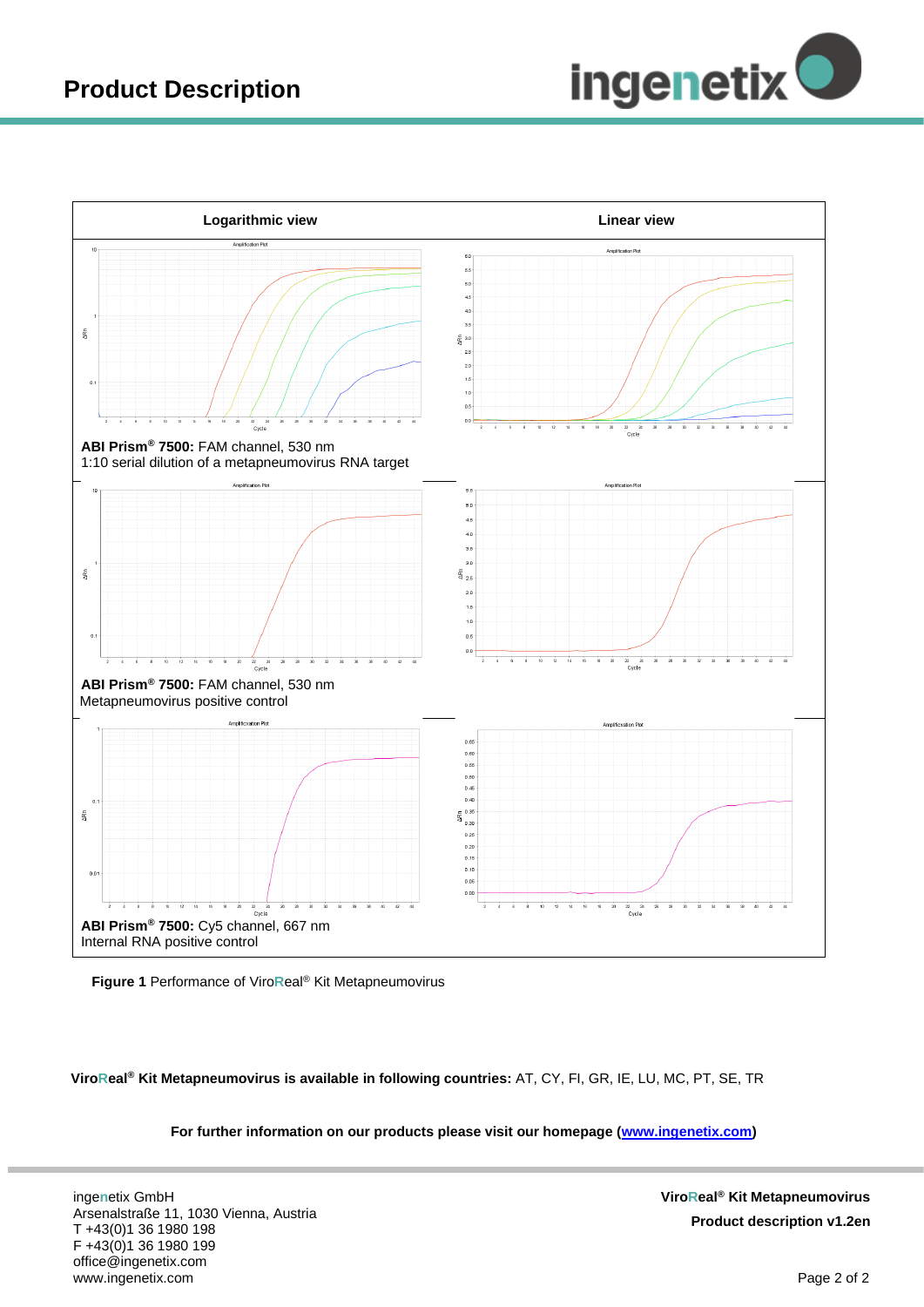## Product Description

| Logarithmic view | Linear view |
| --- | --- |

Amplification Plot

ΔRn

Cycle

**ABI Prism® 7500:** FAM channel, 530 nm
1:10 serial dilution of a metapneumovirus RNA target

Amplification Plot

ΔRn

Cycle

**ABI Prism® 7500:** FAM channel, 530 nm
Metapneumovirus positive control

Amplification Plot

ΔRn

Cycle

**ABI Prism® 7500:** Cy5 channel, 667 nm
Internal RNA positive control

**Figure 1** Performance of ViroReal® Kit Metapneumovirus

**ViroReal® Kit Metapneumovirus is available in following countries:** AT, CY, FI, GR, IE, LU, MC, PT, SE, TR

**For further information on our products please visit our homepage ([www.ingenetix.com](http://www.ingenetix.com))**

ingenetix GmbH
Arsenalstraße 11, 1030 Vienna, Austria
T +43(0)1 36 1980 198
F +43(0)1 36 1980 199
office@ingenetix.com
www.ingenetix.com

**ViroReal® Kit Metapneumovirus**
**Product description v1.2en**